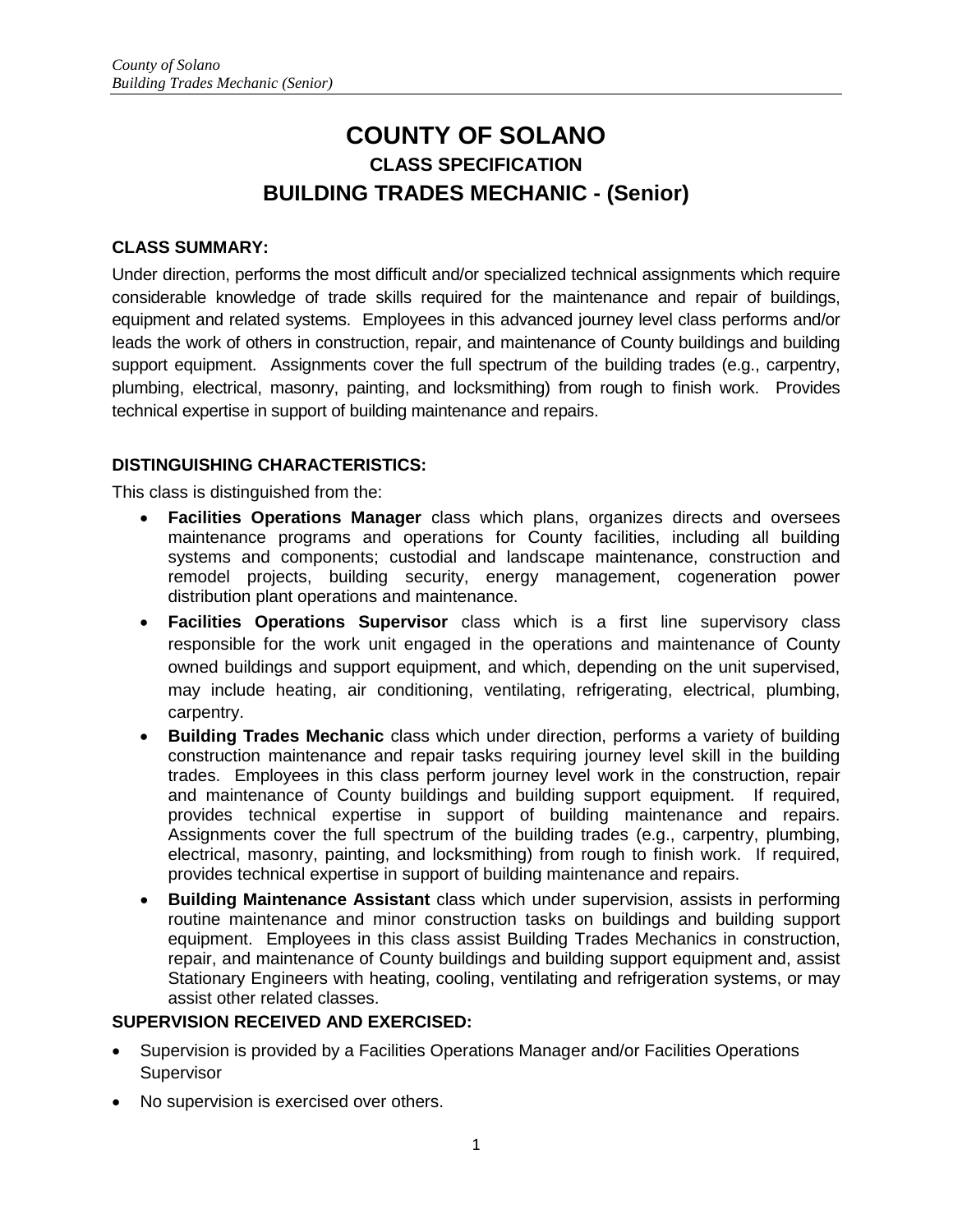# COUNTY OF SOLANO

## CLASS SPECIFICATION

## BUILDING TRADES MECHANIC - (Senior)

**CLASS SUMMARY:**

Under direction, performs the most difficult and/or specialized technical assignments which require considerable knowledge of trade skills required for the maintenance and repair of buildings, equipment and related systems. Employees in this advanced journey level class performs and/or leads the work of others in construction, repair, and maintenance of County buildings and building support equipment. Assignments cover the full spectrum of the building trades (e.g., carpentry, plumbing, electrical, masonry, painting, and locksmithing) from rough to finish work. Provides technical expertise in support of building maintenance and repairs.

**DISTINGUISHING CHARACTERISTICS:**

This class is distinguished from the:

- **Facilities Operations Manager** class which plans, organizes directs and oversees maintenance programs and operations for County facilities, including all building systems and components; custodial and landscape maintenance, construction and remodel projects, building security, energy management, cogeneration power distribution plant operations and maintenance.
- **Facilities Operations Supervisor** class which is a first line supervisory class responsible for the work unit engaged in the operations and maintenance of County owned buildings and support equipment, and which, depending on the unit supervised, may include heating, air conditioning, ventilating, refrigerating, electrical, plumbing, carpentry.
- **Building Trades Mechanic** class which under direction, performs a variety of building construction maintenance and repair tasks requiring journey level skill in the building trades. Employees in this class perform journey level work in the construction, repair and maintenance of County buildings and building support equipment. If required, provides technical expertise in support of building maintenance and repairs. Assignments cover the full spectrum of the building trades (e.g., carpentry, plumbing, electrical, masonry, painting, and locksmithing) from rough to finish work. If required, provides technical expertise in support of building maintenance and repairs.
- **Building Maintenance Assistant** class which under supervision, assists in performing routine maintenance and minor construction tasks on buildings and building support equipment. Employees in this class assist Building Trades Mechanics in construction, repair, and maintenance of County buildings and building support equipment and, assist Stationary Engineers with heating, cooling, ventilating and refrigeration systems, or may assist other related classes.

**SUPERVISION RECEIVED AND EXERCISED:**

- Supervision is provided by a Facilities Operations Manager and/or Facilities Operations Supervisor
- No supervision is exercised over others.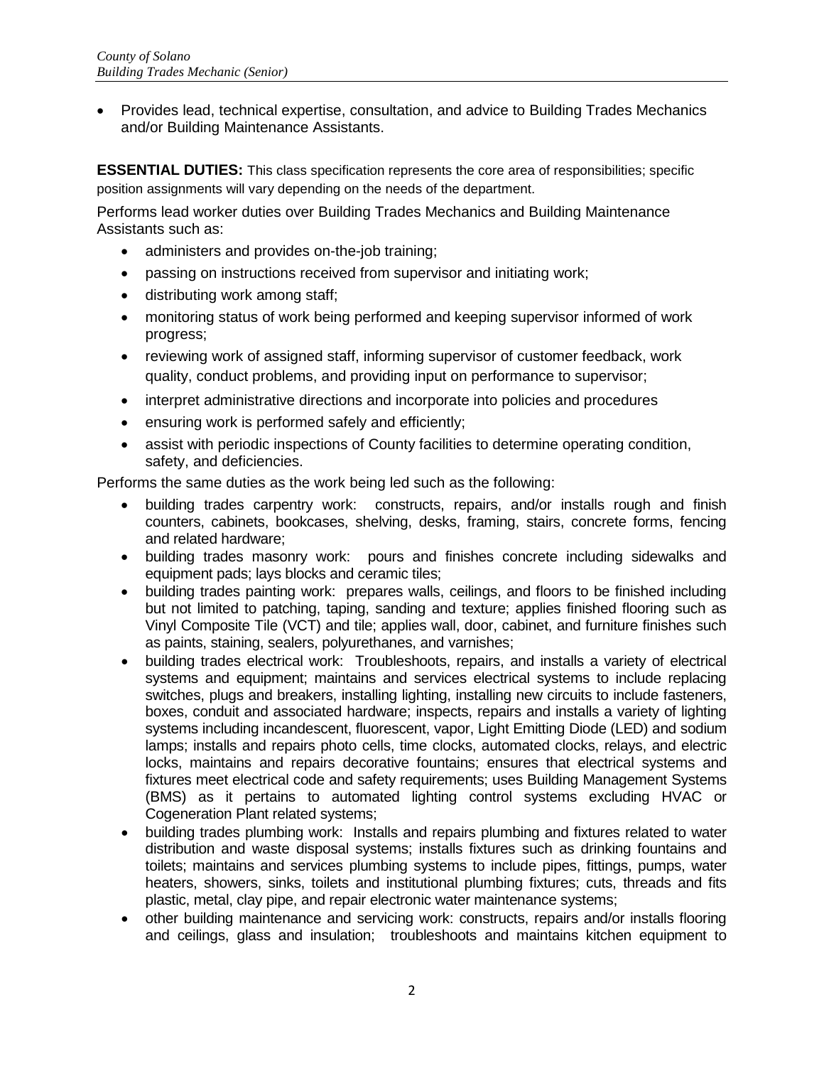- Provides lead, technical expertise, consultation, and advice to Building Trades Mechanics and/or Building Maintenance Assistants.

**ESSENTIAL DUTIES:** This class specification represents the core area of responsibilities; specific position assignments will vary depending on the needs of the department.

Performs lead worker duties over Building Trades Mechanics and Building Maintenance Assistants such as:

- administers and provides on-the-job training;
- passing on instructions received from supervisor and initiating work;
- distributing work among staff;
- monitoring status of work being performed and keeping supervisor informed of work progress;
- reviewing work of assigned staff, informing supervisor of customer feedback, work quality, conduct problems, and providing input on performance to supervisor;
- interpret administrative directions and incorporate into policies and procedures
- ensuring work is performed safely and efficiently;
- assist with periodic inspections of County facilities to determine operating condition, safety, and deficiencies.

Performs the same duties as the work being led such as the following:

- building trades carpentry work: constructs, repairs, and/or installs rough and finish counters, cabinets, bookcases, shelving, desks, framing, stairs, concrete forms, fencing and related hardware;
- building trades masonry work: pours and finishes concrete including sidewalks and equipment pads; lays blocks and ceramic tiles;
- building trades painting work: prepares walls, ceilings, and floors to be finished including but not limited to patching, taping, sanding and texture; applies finished flooring such as Vinyl Composite Tile (VCT) and tile; applies wall, door, cabinet, and furniture finishes such as paints, staining, sealers, polyurethanes, and varnishes;
- building trades electrical work: Troubleshoots, repairs, and installs a variety of electrical systems and equipment; maintains and services electrical systems to include replacing switches, plugs and breakers, installing lighting, installing new circuits to include fasteners, boxes, conduit and associated hardware; inspects, repairs and installs a variety of lighting systems including incandescent, fluorescent, vapor, Light Emitting Diode (LED) and sodium lamps; installs and repairs photo cells, time clocks, automated clocks, relays, and electric locks, maintains and repairs decorative fountains; ensures that electrical systems and fixtures meet electrical code and safety requirements; uses Building Management Systems (BMS) as it pertains to automated lighting control systems excluding HVAC or Cogeneration Plant related systems;
- building trades plumbing work: Installs and repairs plumbing and fixtures related to water distribution and waste disposal systems; installs fixtures such as drinking fountains and toilets; maintains and services plumbing systems to include pipes, fittings, pumps, water heaters, showers, sinks, toilets and institutional plumbing fixtures; cuts, threads and fits plastic, metal, clay pipe, and repair electronic water maintenance systems;
- other building maintenance and servicing work: constructs, repairs and/or installs flooring and ceilings, glass and insulation; troubleshoots and maintains kitchen equipment to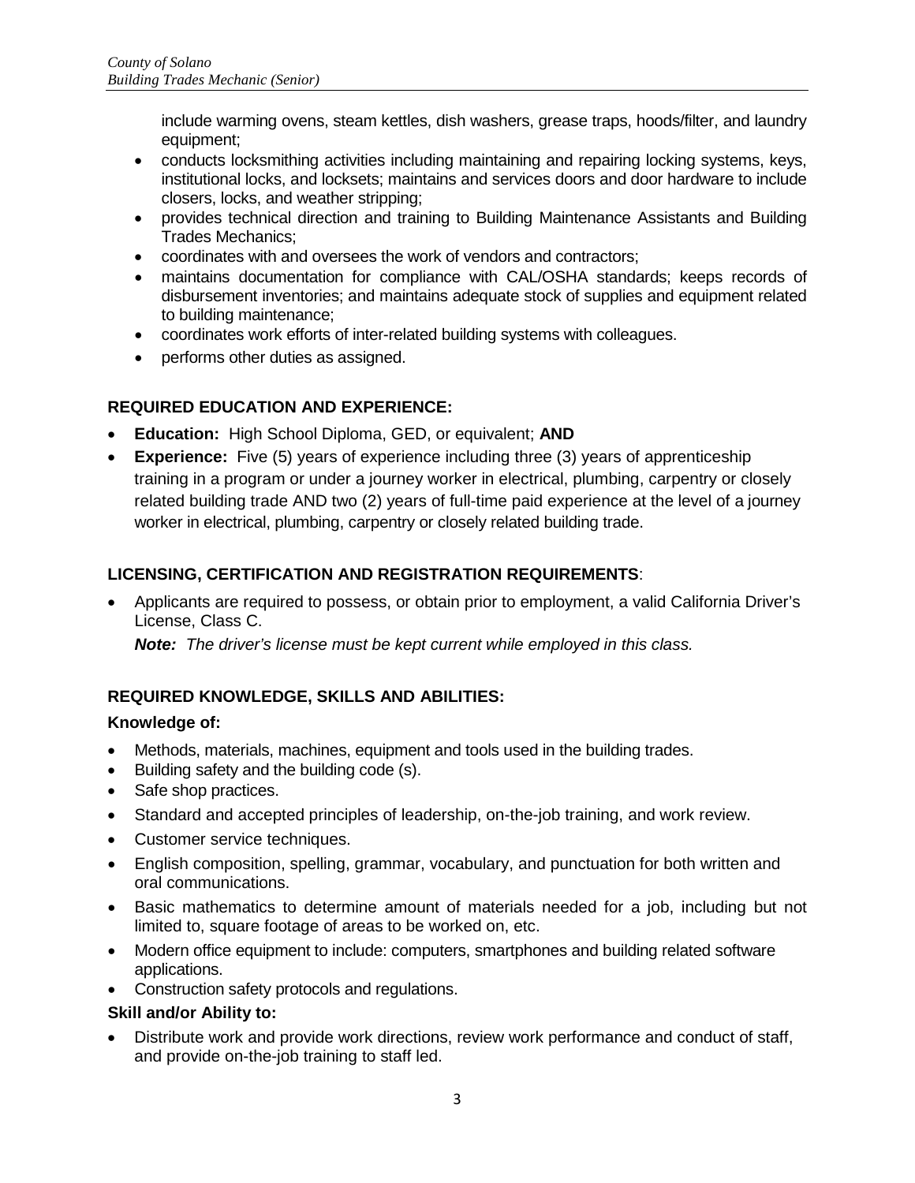include warming ovens, steam kettles, dish washers, grease traps, hoods/filter, and laundry equipment;

- conducts locksmithing activities including maintaining and repairing locking systems, keys, institutional locks, and locksets; maintains and services doors and door hardware to include closers, locks, and weather stripping;
- provides technical direction and training to Building Maintenance Assistants and Building Trades Mechanics;
- coordinates with and oversees the work of vendors and contractors;
- maintains documentation for compliance with CAL/OSHA standards; keeps records of disbursement inventories; and maintains adequate stock of supplies and equipment related to building maintenance;
- coordinates work efforts of inter-related building systems with colleagues.
- performs other duties as assigned.

## REQUIRED EDUCATION AND EXPERIENCE:

- **Education:** High School Diploma, GED, or equivalent; **AND**
- **Experience:** Five (5) years of experience including three (3) years of apprenticeship training in a program or under a journey worker in electrical, plumbing, carpentry or closely related building trade AND two (2) years of full-time paid experience at the level of a journey worker in electrical, plumbing, carpentry or closely related building trade.

## LICENSING, CERTIFICATION AND REGISTRATION REQUIREMENTS:

- Applicants are required to possess, or obtain prior to employment, a valid California Driver's License, Class C.

  ***Note:*** *The driver's license must be kept current while employed in this class.*

## REQUIRED KNOWLEDGE, SKILLS AND ABILITIES:

### Knowledge of:

- Methods, materials, machines, equipment and tools used in the building trades.
- Building safety and the building code (s).
- Safe shop practices.
- Standard and accepted principles of leadership, on-the-job training, and work review.
- Customer service techniques.
- English composition, spelling, grammar, vocabulary, and punctuation for both written and oral communications.
- Basic mathematics to determine amount of materials needed for a job, including but not limited to, square footage of areas to be worked on, etc.
- Modern office equipment to include: computers, smartphones and building related software applications.
- Construction safety protocols and regulations.

### Skill and/or Ability to:

- Distribute work and provide work directions, review work performance and conduct of staff, and provide on-the-job training to staff led.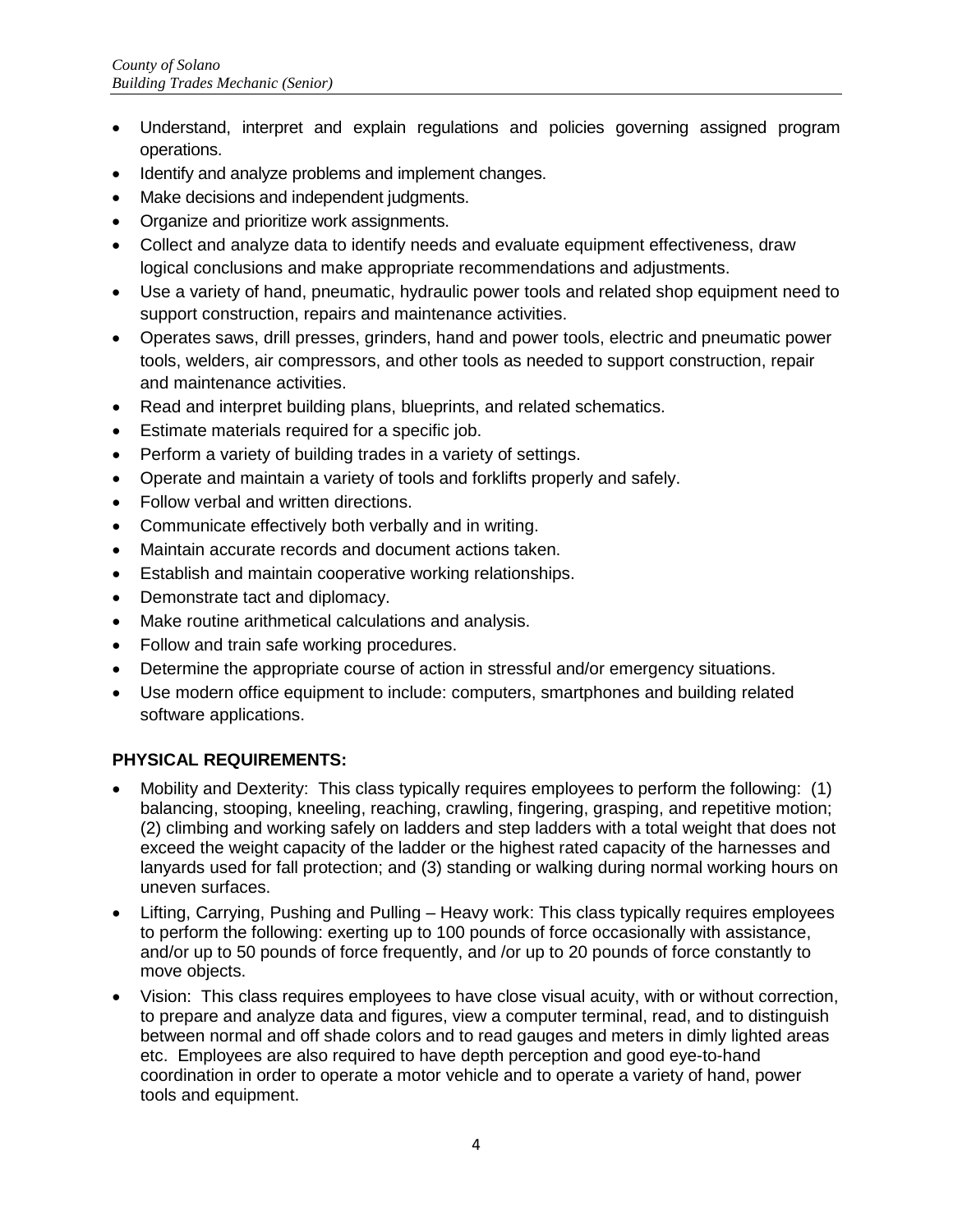- Understand, interpret and explain regulations and policies governing assigned program operations.
- Identify and analyze problems and implement changes.
- Make decisions and independent judgments.
- Organize and prioritize work assignments.
- Collect and analyze data to identify needs and evaluate equipment effectiveness, draw logical conclusions and make appropriate recommendations and adjustments.
- Use a variety of hand, pneumatic, hydraulic power tools and related shop equipment need to support construction, repairs and maintenance activities.
- Operates saws, drill presses, grinders, hand and power tools, electric and pneumatic power tools, welders, air compressors, and other tools as needed to support construction, repair and maintenance activities.
- Read and interpret building plans, blueprints, and related schematics.
- Estimate materials required for a specific job.
- Perform a variety of building trades in a variety of settings.
- Operate and maintain a variety of tools and forklifts properly and safely.
- Follow verbal and written directions.
- Communicate effectively both verbally and in writing.
- Maintain accurate records and document actions taken.
- Establish and maintain cooperative working relationships.
- Demonstrate tact and diplomacy.
- Make routine arithmetical calculations and analysis.
- Follow and train safe working procedures.
- Determine the appropriate course of action in stressful and/or emergency situations.
- Use modern office equipment to include: computers, smartphones and building related software applications.

**PHYSICAL REQUIREMENTS:**

- Mobility and Dexterity: This class typically requires employees to perform the following: (1) balancing, stooping, kneeling, reaching, crawling, fingering, grasping, and repetitive motion; (2) climbing and working safely on ladders and step ladders with a total weight that does not exceed the weight capacity of the ladder or the highest rated capacity of the harnesses and lanyards used for fall protection; and (3) standing or walking during normal working hours on uneven surfaces.
- Lifting, Carrying, Pushing and Pulling – Heavy work: This class typically requires employees to perform the following: exerting up to 100 pounds of force occasionally with assistance, and/or up to 50 pounds of force frequently, and /or up to 20 pounds of force constantly to move objects.
- Vision: This class requires employees to have close visual acuity, with or without correction, to prepare and analyze data and figures, view a computer terminal, read, and to distinguish between normal and off shade colors and to read gauges and meters in dimly lighted areas etc. Employees are also required to have depth perception and good eye-to-hand coordination in order to operate a motor vehicle and to operate a variety of hand, power tools and equipment.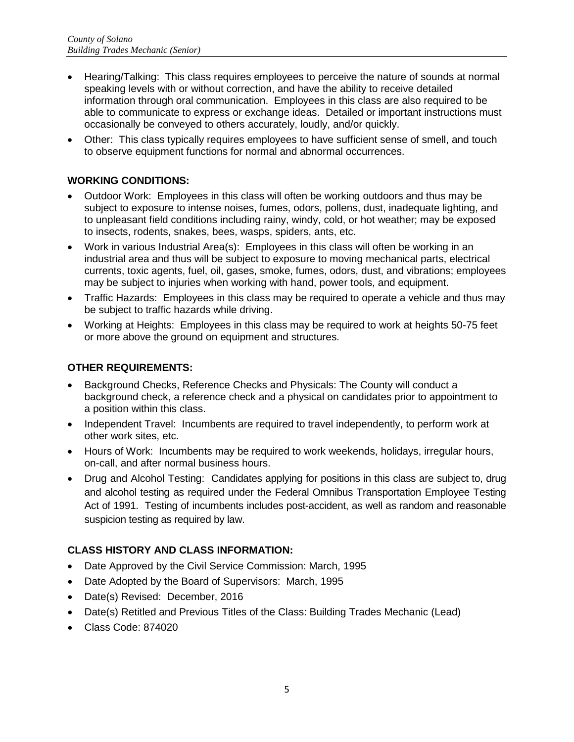- Hearing/Talking: This class requires employees to perceive the nature of sounds at normal speaking levels with or without correction, and have the ability to receive detailed information through oral communication. Employees in this class are also required to be able to communicate to express or exchange ideas. Detailed or important instructions must occasionally be conveyed to others accurately, loudly, and/or quickly.
- Other: This class typically requires employees to have sufficient sense of smell, and touch to observe equipment functions for normal and abnormal occurrences.

**WORKING CONDITIONS:**

- Outdoor Work: Employees in this class will often be working outdoors and thus may be subject to exposure to intense noises, fumes, odors, pollens, dust, inadequate lighting, and to unpleasant field conditions including rainy, windy, cold, or hot weather; may be exposed to insects, rodents, snakes, bees, wasps, spiders, ants, etc.
- Work in various Industrial Area(s): Employees in this class will often be working in an industrial area and thus will be subject to exposure to moving mechanical parts, electrical currents, toxic agents, fuel, oil, gases, smoke, fumes, odors, dust, and vibrations; employees may be subject to injuries when working with hand, power tools, and equipment.
- Traffic Hazards: Employees in this class may be required to operate a vehicle and thus may be subject to traffic hazards while driving.
- Working at Heights: Employees in this class may be required to work at heights 50-75 feet or more above the ground on equipment and structures.

**OTHER REQUIREMENTS:**

- Background Checks, Reference Checks and Physicals: The County will conduct a background check, a reference check and a physical on candidates prior to appointment to a position within this class.
- Independent Travel: Incumbents are required to travel independently, to perform work at other work sites, etc.
- Hours of Work: Incumbents may be required to work weekends, holidays, irregular hours, on-call, and after normal business hours.
- Drug and Alcohol Testing: Candidates applying for positions in this class are subject to, drug and alcohol testing as required under the Federal Omnibus Transportation Employee Testing Act of 1991. Testing of incumbents includes post-accident, as well as random and reasonable suspicion testing as required by law.

**CLASS HISTORY AND CLASS INFORMATION:**

- Date Approved by the Civil Service Commission: March, 1995
- Date Adopted by the Board of Supervisors: March, 1995
- Date(s) Revised: December, 2016
- Date(s) Retitled and Previous Titles of the Class: Building Trades Mechanic (Lead)
- Class Code: 874020